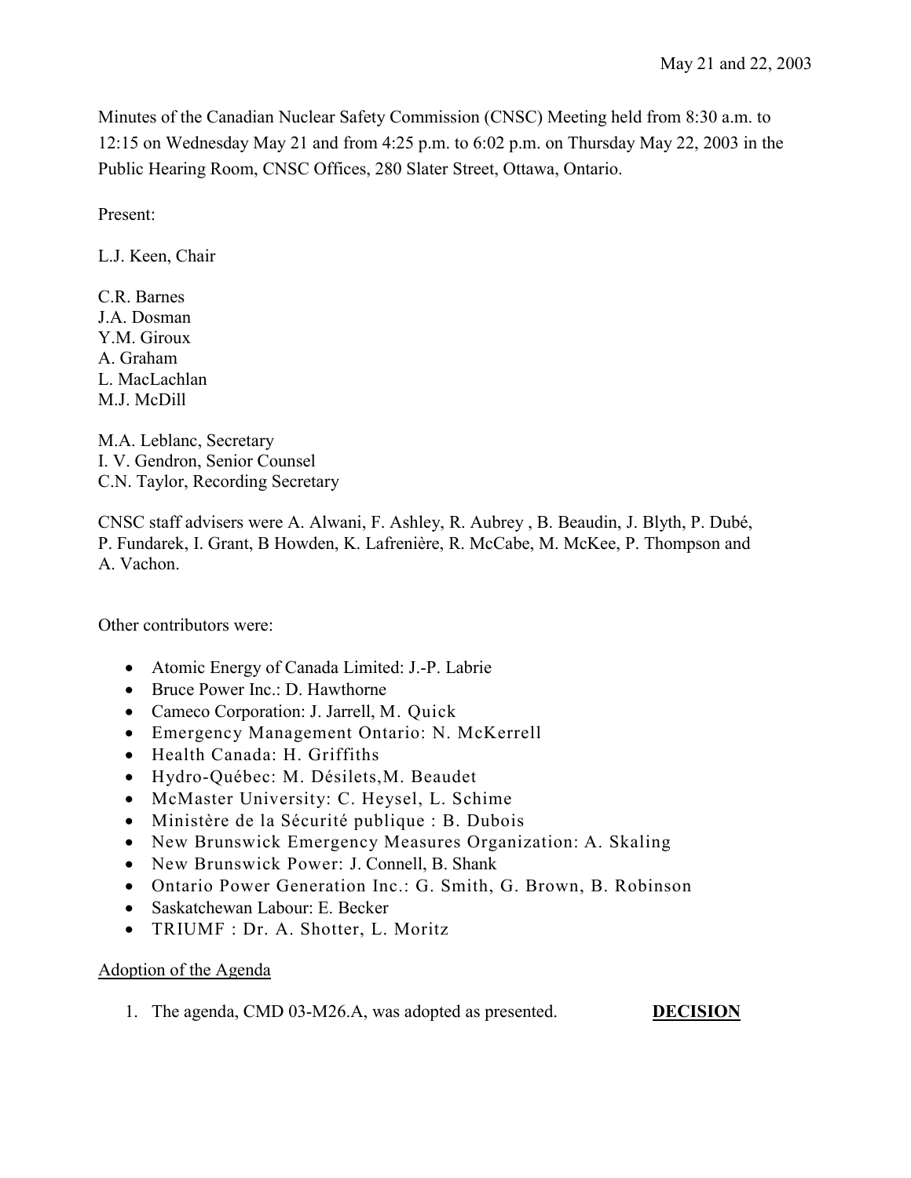May 21 and 22, 2003

Minutes of the Canadian Nuclear Safety Commission (CNSC) Meeting held from 8:30 a.m. to 12:15 on Wednesday May 21 and from 4:25 p.m. to 6:02 p.m. on Thursday May 22, 2003 in the Public Hearing Room, CNSC Offices, 280 Slater Street, Ottawa, Ontario.

Present:

L.J. Keen, Chair

C.R. Barnes
J.A. Dosman
Y.M. Giroux
A. Graham
L. MacLachlan
M.J. McDill

M.A. Leblanc, Secretary
I. V. Gendron, Senior Counsel
C.N. Taylor, Recording Secretary

CNSC staff advisers were A. Alwani, F. Ashley, R. Aubrey , B. Beaudin, J. Blyth, P. Dubé, P. Fundarek, I. Grant, B Howden, K. Lafrenière, R. McCabe, M. McKee, P. Thompson and A. Vachon.

Other contributors were:

- Atomic Energy of Canada Limited: J.-P. Labrie
- Bruce Power Inc.: D. Hawthorne
- Cameco Corporation: J. Jarrell, M. Quick
- Emergency Management Ontario: N. McKerrell
- Health Canada: H. Griffiths
- Hydro-Québec: M. Désilets, M. Beaudet
- McMaster University: C. Heysel, L. Schime
- Ministère de la Sécurité publique : B. Dubois
- New Brunswick Emergency Measures Organization: A. Skaling
- New Brunswick Power: J. Connell, B. Shank
- Ontario Power Generation Inc.: G. Smith, G. Brown, B. Robinson
- Saskatchewan Labour: E. Becker
- TRIUMF : Dr. A. Shotter, L. Moritz

Adoption of the Agenda

1. The agenda, CMD 03-M26.A, was adopted as presented. **DECISION**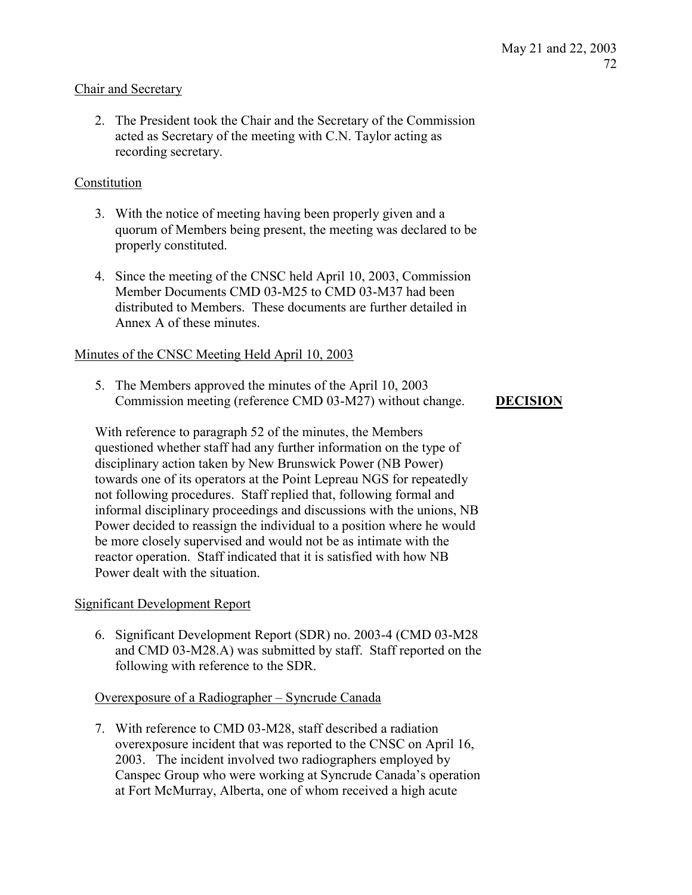Chair and Secretary

2. The President took the Chair and the Secretary of the Commission acted as Secretary of the meeting with C.N. Taylor acting as recording secretary.

Constitution

3. With the notice of meeting having been properly given and a quorum of Members being present, the meeting was declared to be properly constituted.

4. Since the meeting of the CNSC held April 10, 2003, Commission Member Documents CMD 03-M25 to CMD 03-M37 had been distributed to Members. These documents are further detailed in Annex A of these minutes.

Minutes of the CNSC Meeting Held April 10, 2003

5. The Members approved the minutes of the April 10, 2003 Commission meeting (reference CMD 03-M27) without change. **DECISION**

With reference to paragraph 52 of the minutes, the Members questioned whether staff had any further information on the type of disciplinary action taken by New Brunswick Power (NB Power) towards one of its operators at the Point Lepreau NGS for repeatedly not following procedures. Staff replied that, following formal and informal disciplinary proceedings and discussions with the unions, NB Power decided to reassign the individual to a position where he would be more closely supervised and would not be as intimate with the reactor operation. Staff indicated that it is satisfied with how NB Power dealt with the situation.

Significant Development Report

6. Significant Development Report (SDR) no. 2003-4 (CMD 03-M28 and CMD 03-M28.A) was submitted by staff. Staff reported on the following with reference to the SDR.

Overexposure of a Radiographer – Syncrude Canada

7. With reference to CMD 03-M28, staff described a radiation overexposure incident that was reported to the CNSC on April 16, 2003. The incident involved two radiographers employed by Canspec Group who were working at Syncrude Canada's operation at Fort McMurray, Alberta, one of whom received a high acute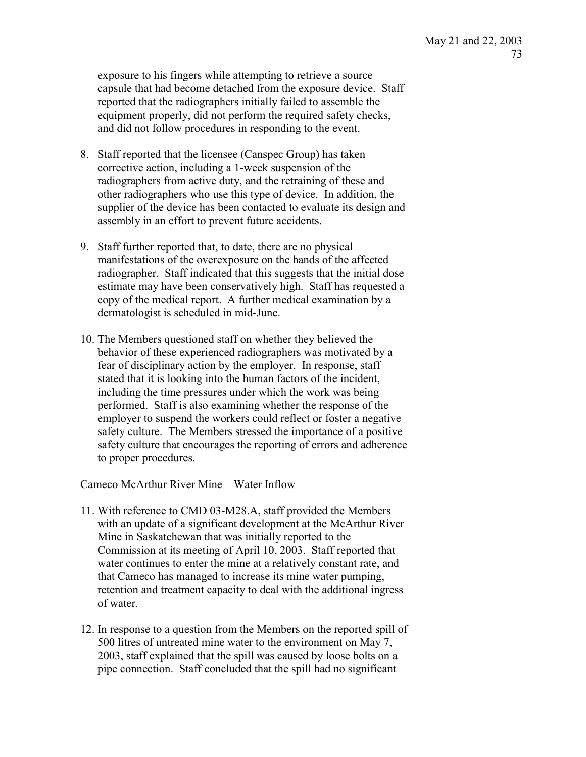exposure to his fingers while attempting to retrieve a source capsule that had become detached from the exposure device. Staff reported that the radiographers initially failed to assemble the equipment properly, did not perform the required safety checks, and did not follow procedures in responding to the event.

8. Staff reported that the licensee (Canspec Group) has taken corrective action, including a 1-week suspension of the radiographers from active duty, and the retraining of these and other radiographers who use this type of device. In addition, the supplier of the device has been contacted to evaluate its design and assembly in an effort to prevent future accidents.

9. Staff further reported that, to date, there are no physical manifestations of the overexposure on the hands of the affected radiographer. Staff indicated that this suggests that the initial dose estimate may have been conservatively high. Staff has requested a copy of the medical report. A further medical examination by a dermatologist is scheduled in mid-June.

10. The Members questioned staff on whether they believed the behavior of these experienced radiographers was motivated by a fear of disciplinary action by the employer. In response, staff stated that it is looking into the human factors of the incident, including the time pressures under which the work was being performed. Staff is also examining whether the response of the employer to suspend the workers could reflect or foster a negative safety culture. The Members stressed the importance of a positive safety culture that encourages the reporting of errors and adherence to proper procedures.

Cameco McArthur River Mine – Water Inflow

11. With reference to CMD 03-M28.A, staff provided the Members with an update of a significant development at the McArthur River Mine in Saskatchewan that was initially reported to the Commission at its meeting of April 10, 2003. Staff reported that water continues to enter the mine at a relatively constant rate, and that Cameco has managed to increase its mine water pumping, retention and treatment capacity to deal with the additional ingress of water.

12. In response to a question from the Members on the reported spill of 500 litres of untreated mine water to the environment on May 7, 2003, staff explained that the spill was caused by loose bolts on a pipe connection. Staff concluded that the spill had no significant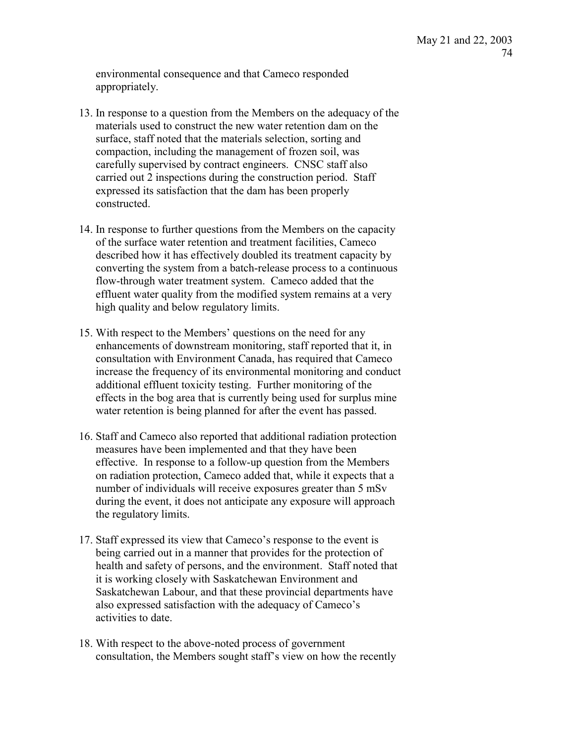environmental consequence and that Cameco responded appropriately.

13. In response to a question from the Members on the adequacy of the materials used to construct the new water retention dam on the surface, staff noted that the materials selection, sorting and compaction, including the management of frozen soil, was carefully supervised by contract engineers. CNSC staff also carried out 2 inspections during the construction period. Staff expressed its satisfaction that the dam has been properly constructed.

14. In response to further questions from the Members on the capacity of the surface water retention and treatment facilities, Cameco described how it has effectively doubled its treatment capacity by converting the system from a batch-release process to a continuous flow-through water treatment system. Cameco added that the effluent water quality from the modified system remains at a very high quality and below regulatory limits.

15. With respect to the Members' questions on the need for any enhancements of downstream monitoring, staff reported that it, in consultation with Environment Canada, has required that Cameco increase the frequency of its environmental monitoring and conduct additional effluent toxicity testing. Further monitoring of the effects in the bog area that is currently being used for surplus mine water retention is being planned for after the event has passed.

16. Staff and Cameco also reported that additional radiation protection measures have been implemented and that they have been effective. In response to a follow-up question from the Members on radiation protection, Cameco added that, while it expects that a number of individuals will receive exposures greater than 5 mSv during the event, it does not anticipate any exposure will approach the regulatory limits.

17. Staff expressed its view that Cameco's response to the event is being carried out in a manner that provides for the protection of health and safety of persons, and the environment. Staff noted that it is working closely with Saskatchewan Environment and Saskatchewan Labour, and that these provincial departments have also expressed satisfaction with the adequacy of Cameco's activities to date.

18. With respect to the above-noted process of government consultation, the Members sought staff's view on how the recently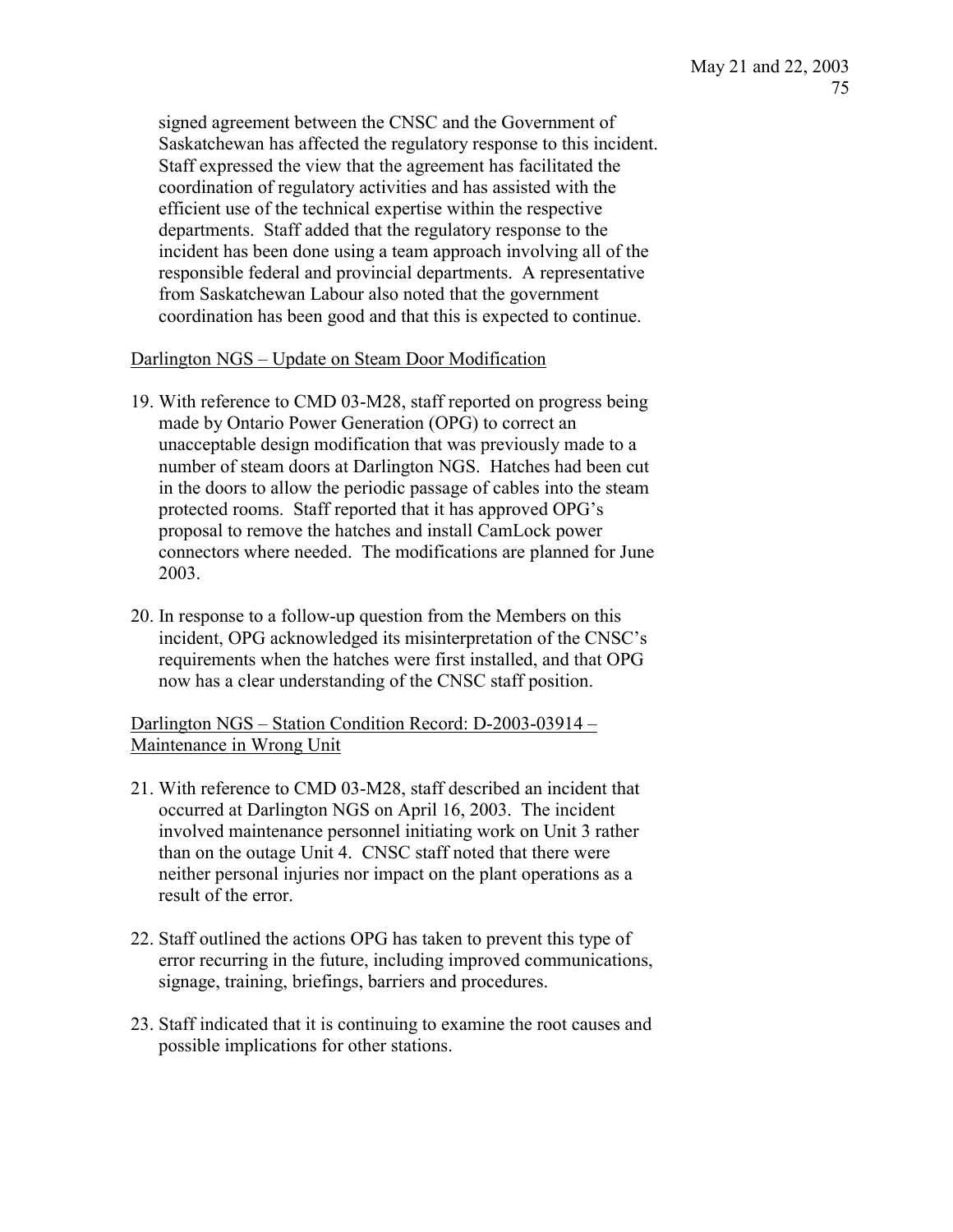signed agreement between the CNSC and the Government of Saskatchewan has affected the regulatory response to this incident. Staff expressed the view that the agreement has facilitated the coordination of regulatory activities and has assisted with the efficient use of the technical expertise within the respective departments. Staff added that the regulatory response to the incident has been done using a team approach involving all of the responsible federal and provincial departments. A representative from Saskatchewan Labour also noted that the government coordination has been good and that this is expected to continue.

<u>Darlington NGS – Update on Steam Door Modification</u>

19. With reference to CMD 03-M28, staff reported on progress being made by Ontario Power Generation (OPG) to correct an unacceptable design modification that was previously made to a number of steam doors at Darlington NGS. Hatches had been cut in the doors to allow the periodic passage of cables into the steam protected rooms. Staff reported that it has approved OPG's proposal to remove the hatches and install CamLock power connectors where needed. The modifications are planned for June 2003.

20. In response to a follow-up question from the Members on this incident, OPG acknowledged its misinterpretation of the CNSC's requirements when the hatches were first installed, and that OPG now has a clear understanding of the CNSC staff position.

<u>Darlington NGS – Station Condition Record: D-2003-03914 – Maintenance in Wrong Unit</u>

21. With reference to CMD 03-M28, staff described an incident that occurred at Darlington NGS on April 16, 2003. The incident involved maintenance personnel initiating work on Unit 3 rather than on the outage Unit 4. CNSC staff noted that there were neither personal injuries nor impact on the plant operations as a result of the error.

22. Staff outlined the actions OPG has taken to prevent this type of error recurring in the future, including improved communications, signage, training, briefings, barriers and procedures.

23. Staff indicated that it is continuing to examine the root causes and possible implications for other stations.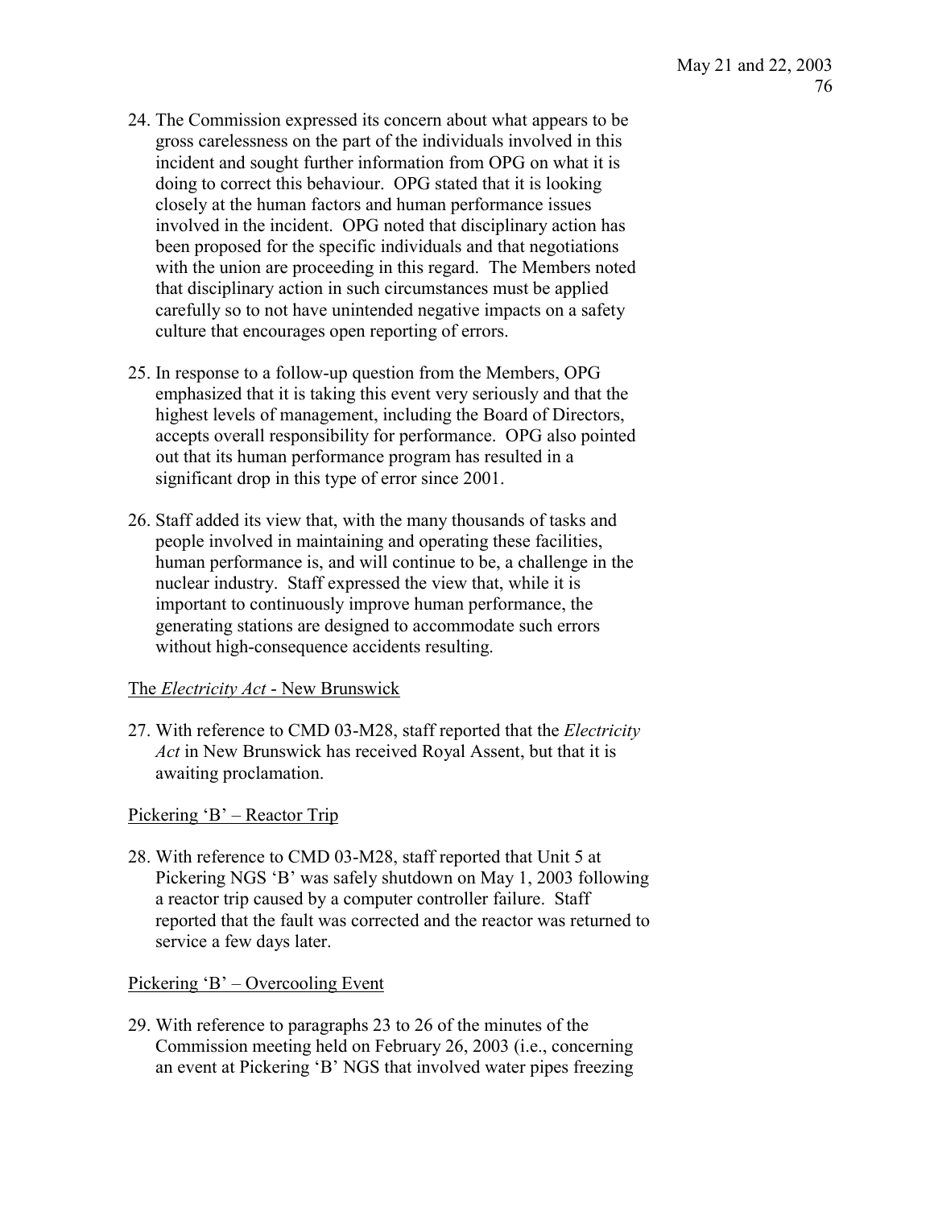24. The Commission expressed its concern about what appears to be gross carelessness on the part of the individuals involved in this incident and sought further information from OPG on what it is doing to correct this behaviour. OPG stated that it is looking closely at the human factors and human performance issues involved in the incident. OPG noted that disciplinary action has been proposed for the specific individuals and that negotiations with the union are proceeding in this regard. The Members noted that disciplinary action in such circumstances must be applied carefully so to not have unintended negative impacts on a safety culture that encourages open reporting of errors.

25. In response to a follow-up question from the Members, OPG emphasized that it is taking this event very seriously and that the highest levels of management, including the Board of Directors, accepts overall responsibility for performance. OPG also pointed out that its human performance program has resulted in a significant drop in this type of error since 2001.

26. Staff added its view that, with the many thousands of tasks and people involved in maintaining and operating these facilities, human performance is, and will continue to be, a challenge in the nuclear industry. Staff expressed the view that, while it is important to continuously improve human performance, the generating stations are designed to accommodate such errors without high-consequence accidents resulting.

<u>The *Electricity Act* - New Brunswick</u>

27. With reference to CMD 03-M28, staff reported that the *Electricity Act* in New Brunswick has received Royal Assent, but that it is awaiting proclamation.

<u>Pickering 'B' – Reactor Trip</u>

28. With reference to CMD 03-M28, staff reported that Unit 5 at Pickering NGS 'B' was safely shutdown on May 1, 2003 following a reactor trip caused by a computer controller failure. Staff reported that the fault was corrected and the reactor was returned to service a few days later.

<u>Pickering 'B' – Overcooling Event</u>

29. With reference to paragraphs 23 to 26 of the minutes of the Commission meeting held on February 26, 2003 (i.e., concerning an event at Pickering 'B' NGS that involved water pipes freezing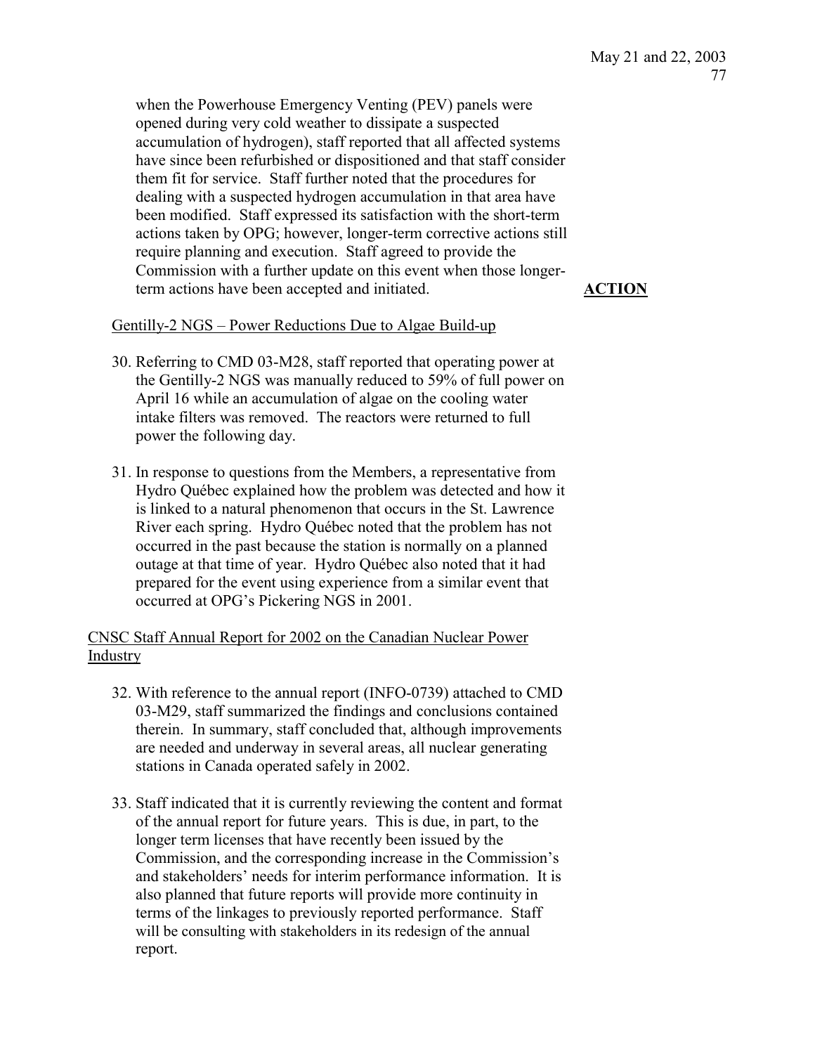when the Powerhouse Emergency Venting (PEV) panels were opened during very cold weather to dissipate a suspected accumulation of hydrogen), staff reported that all affected systems have since been refurbished or dispositioned and that staff consider them fit for service. Staff further noted that the procedures for dealing with a suspected hydrogen accumulation in that area have been modified. Staff expressed its satisfaction with the short-term actions taken by OPG; however, longer-term corrective actions still require planning and execution. Staff agreed to provide the Commission with a further update on this event when those longer-term actions have been accepted and initiated. **ACTION**

Gentilly-2 NGS – Power Reductions Due to Algae Build-up

30. Referring to CMD 03-M28, staff reported that operating power at the Gentilly-2 NGS was manually reduced to 59% of full power on April 16 while an accumulation of algae on the cooling water intake filters was removed. The reactors were returned to full power the following day.

31. In response to questions from the Members, a representative from Hydro Québec explained how the problem was detected and how it is linked to a natural phenomenon that occurs in the St. Lawrence River each spring. Hydro Québec noted that the problem has not occurred in the past because the station is normally on a planned outage at that time of year. Hydro Québec also noted that it had prepared for the event using experience from a similar event that occurred at OPG's Pickering NGS in 2001.

CNSC Staff Annual Report for 2002 on the Canadian Nuclear Power Industry

32. With reference to the annual report (INFO-0739) attached to CMD 03-M29, staff summarized the findings and conclusions contained therein. In summary, staff concluded that, although improvements are needed and underway in several areas, all nuclear generating stations in Canada operated safely in 2002.

33. Staff indicated that it is currently reviewing the content and format of the annual report for future years. This is due, in part, to the longer term licenses that have recently been issued by the Commission, and the corresponding increase in the Commission's and stakeholders' needs for interim performance information. It is also planned that future reports will provide more continuity in terms of the linkages to previously reported performance. Staff will be consulting with stakeholders in its redesign of the annual report.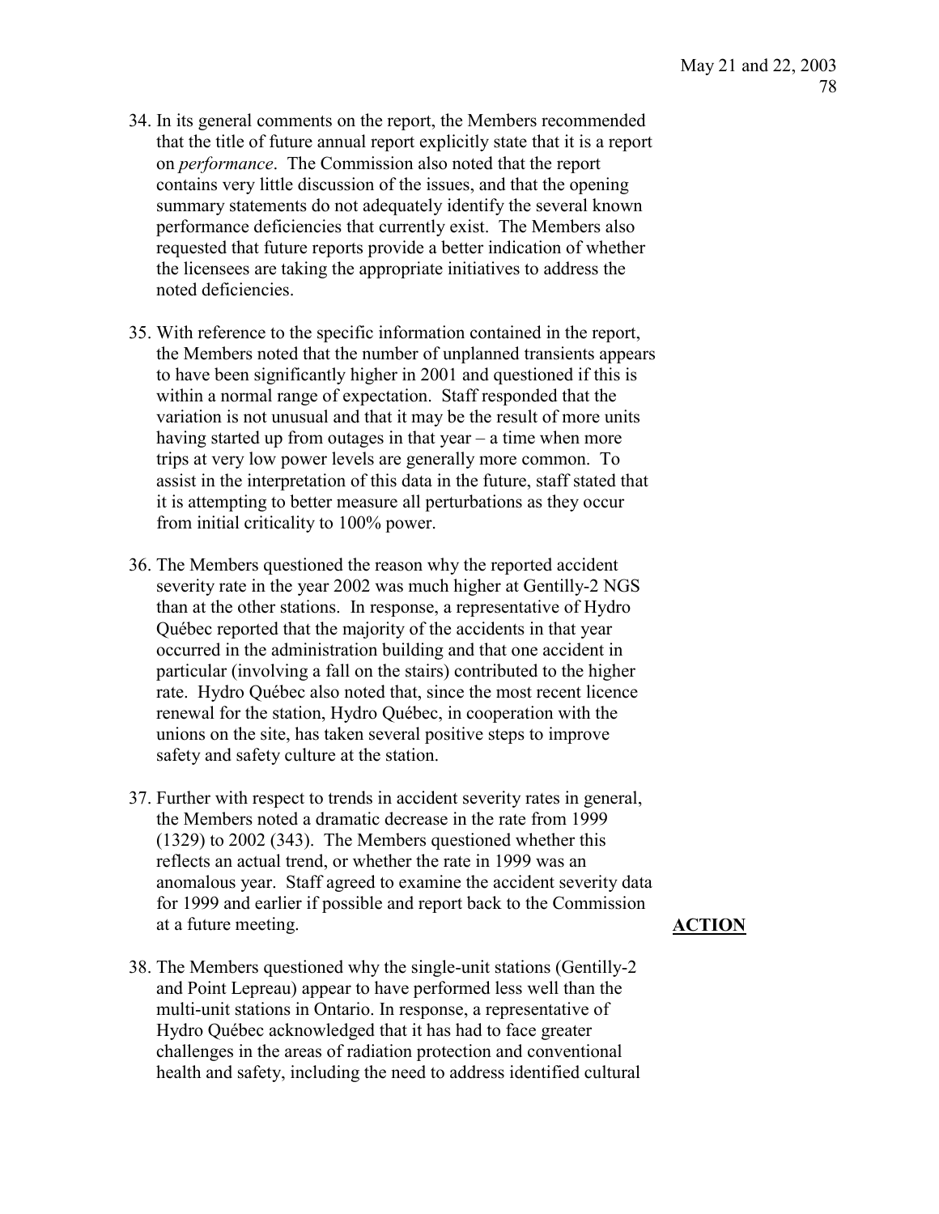34. In its general comments on the report, the Members recommended that the title of future annual report explicitly state that it is a report on *performance*. The Commission also noted that the report contains very little discussion of the issues, and that the opening summary statements do not adequately identify the several known performance deficiencies that currently exist. The Members also requested that future reports provide a better indication of whether the licensees are taking the appropriate initiatives to address the noted deficiencies.

35. With reference to the specific information contained in the report, the Members noted that the number of unplanned transients appears to have been significantly higher in 2001 and questioned if this is within a normal range of expectation. Staff responded that the variation is not unusual and that it may be the result of more units having started up from outages in that year – a time when more trips at very low power levels are generally more common. To assist in the interpretation of this data in the future, staff stated that it is attempting to better measure all perturbations as they occur from initial criticality to 100% power.

36. The Members questioned the reason why the reported accident severity rate in the year 2002 was much higher at Gentilly-2 NGS than at the other stations. In response, a representative of Hydro Québec reported that the majority of the accidents in that year occurred in the administration building and that one accident in particular (involving a fall on the stairs) contributed to the higher rate. Hydro Québec also noted that, since the most recent licence renewal for the station, Hydro Québec, in cooperation with the unions on the site, has taken several positive steps to improve safety and safety culture at the station.

37. Further with respect to trends in accident severity rates in general, the Members noted a dramatic decrease in the rate from 1999 (1329) to 2002 (343). The Members questioned whether this reflects an actual trend, or whether the rate in 1999 was an anomalous year. Staff agreed to examine the accident severity data for 1999 and earlier if possible and report back to the Commission at a future meeting. **ACTION**

38. The Members questioned why the single-unit stations (Gentilly-2 and Point Lepreau) appear to have performed less well than the multi-unit stations in Ontario. In response, a representative of Hydro Québec acknowledged that it has had to face greater challenges in the areas of radiation protection and conventional health and safety, including the need to address identified cultural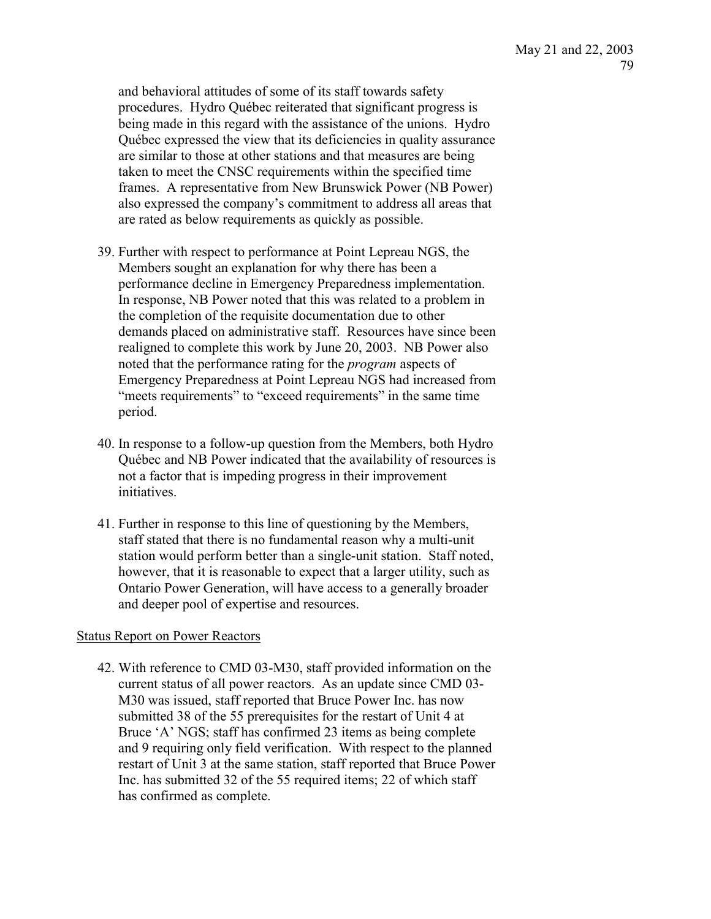and behavioral attitudes of some of its staff towards safety procedures. Hydro Québec reiterated that significant progress is being made in this regard with the assistance of the unions. Hydro Québec expressed the view that its deficiencies in quality assurance are similar to those at other stations and that measures are being taken to meet the CNSC requirements within the specified time frames. A representative from New Brunswick Power (NB Power) also expressed the company's commitment to address all areas that are rated as below requirements as quickly as possible.

39. Further with respect to performance at Point Lepreau NGS, the Members sought an explanation for why there has been a performance decline in Emergency Preparedness implementation. In response, NB Power noted that this was related to a problem in the completion of the requisite documentation due to other demands placed on administrative staff. Resources have since been realigned to complete this work by June 20, 2003. NB Power also noted that the performance rating for the *program* aspects of Emergency Preparedness at Point Lepreau NGS had increased from "meets requirements" to "exceed requirements" in the same time period.

40. In response to a follow-up question from the Members, both Hydro Québec and NB Power indicated that the availability of resources is not a factor that is impeding progress in their improvement initiatives.

41. Further in response to this line of questioning by the Members, staff stated that there is no fundamental reason why a multi-unit station would perform better than a single-unit station. Staff noted, however, that it is reasonable to expect that a larger utility, such as Ontario Power Generation, will have access to a generally broader and deeper pool of expertise and resources.

<u>Status Report on Power Reactors</u>

42. With reference to CMD 03-M30, staff provided information on the current status of all power reactors. As an update since CMD 03-M30 was issued, staff reported that Bruce Power Inc. has now submitted 38 of the 55 prerequisites for the restart of Unit 4 at Bruce 'A' NGS; staff has confirmed 23 items as being complete and 9 requiring only field verification. With respect to the planned restart of Unit 3 at the same station, staff reported that Bruce Power Inc. has submitted 32 of the 55 required items; 22 of which staff has confirmed as complete.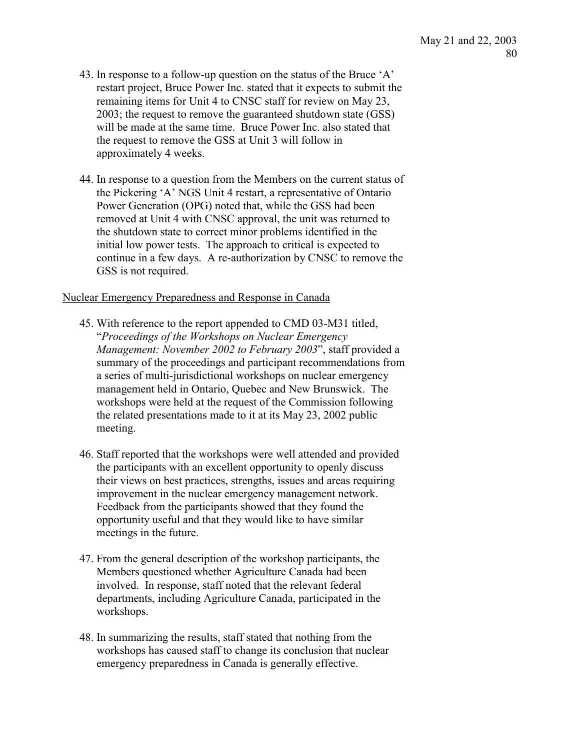43. In response to a follow-up question on the status of the Bruce 'A' restart project, Bruce Power Inc. stated that it expects to submit the remaining items for Unit 4 to CNSC staff for review on May 23, 2003; the request to remove the guaranteed shutdown state (GSS) will be made at the same time. Bruce Power Inc. also stated that the request to remove the GSS at Unit 3 will follow in approximately 4 weeks.

44. In response to a question from the Members on the current status of the Pickering 'A' NGS Unit 4 restart, a representative of Ontario Power Generation (OPG) noted that, while the GSS had been removed at Unit 4 with CNSC approval, the unit was returned to the shutdown state to correct minor problems identified in the initial low power tests. The approach to critical is expected to continue in a few days. A re-authorization by CNSC to remove the GSS is not required.

<u>Nuclear Emergency Preparedness and Response in Canada</u>

45. With reference to the report appended to CMD 03-M31 titled, "*Proceedings of the Workshops on Nuclear Emergency Management: November 2002 to February 2003*", staff provided a summary of the proceedings and participant recommendations from a series of multi-jurisdictional workshops on nuclear emergency management held in Ontario, Quebec and New Brunswick. The workshops were held at the request of the Commission following the related presentations made to it at its May 23, 2002 public meeting.

46. Staff reported that the workshops were well attended and provided the participants with an excellent opportunity to openly discuss their views on best practices, strengths, issues and areas requiring improvement in the nuclear emergency management network. Feedback from the participants showed that they found the opportunity useful and that they would like to have similar meetings in the future.

47. From the general description of the workshop participants, the Members questioned whether Agriculture Canada had been involved. In response, staff noted that the relevant federal departments, including Agriculture Canada, participated in the workshops.

48. In summarizing the results, staff stated that nothing from the workshops has caused staff to change its conclusion that nuclear emergency preparedness in Canada is generally effective.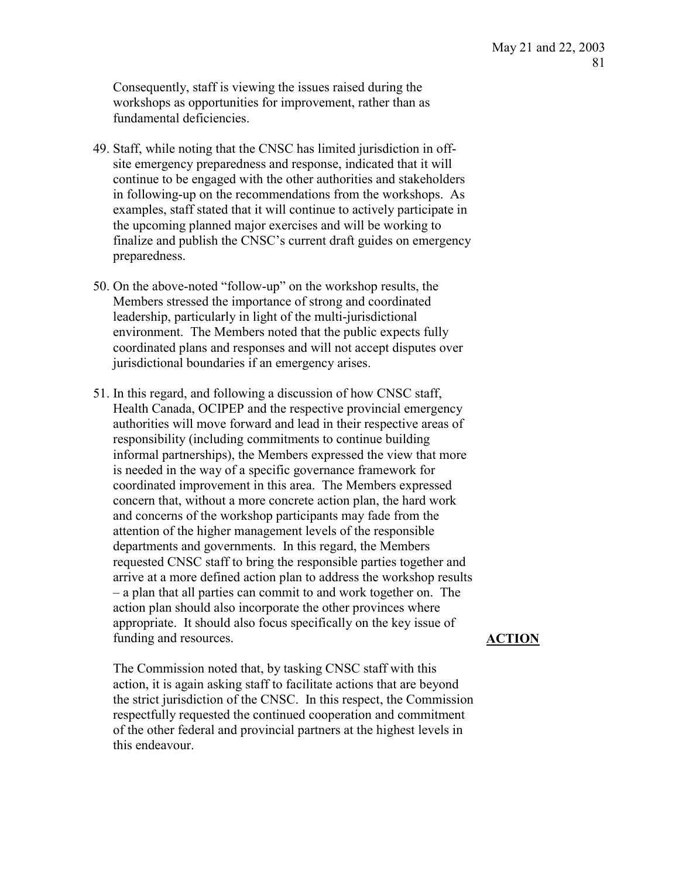Consequently, staff is viewing the issues raised during the workshops as opportunities for improvement, rather than as fundamental deficiencies.

49. Staff, while noting that the CNSC has limited jurisdiction in off-site emergency preparedness and response, indicated that it will continue to be engaged with the other authorities and stakeholders in following-up on the recommendations from the workshops. As examples, staff stated that it will continue to actively participate in the upcoming planned major exercises and will be working to finalize and publish the CNSC's current draft guides on emergency preparedness.

50. On the above-noted "follow-up" on the workshop results, the Members stressed the importance of strong and coordinated leadership, particularly in light of the multi-jurisdictional environment. The Members noted that the public expects fully coordinated plans and responses and will not accept disputes over jurisdictional boundaries if an emergency arises.

51. In this regard, and following a discussion of how CNSC staff, Health Canada, OCIPEP and the respective provincial emergency authorities will move forward and lead in their respective areas of responsibility (including commitments to continue building informal partnerships), the Members expressed the view that more is needed in the way of a specific governance framework for coordinated improvement in this area. The Members expressed concern that, without a more concrete action plan, the hard work and concerns of the workshop participants may fade from the attention of the higher management levels of the responsible departments and governments. In this regard, the Members requested CNSC staff to bring the responsible parties together and arrive at a more defined action plan to address the workshop results – a plan that all parties can commit to and work together on. The action plan should also incorporate the other provinces where appropriate. It should also focus specifically on the key issue of funding and resources.

**ACTION**

The Commission noted that, by tasking CNSC staff with this action, it is again asking staff to facilitate actions that are beyond the strict jurisdiction of the CNSC. In this respect, the Commission respectfully requested the continued cooperation and commitment of the other federal and provincial partners at the highest levels in this endeavour.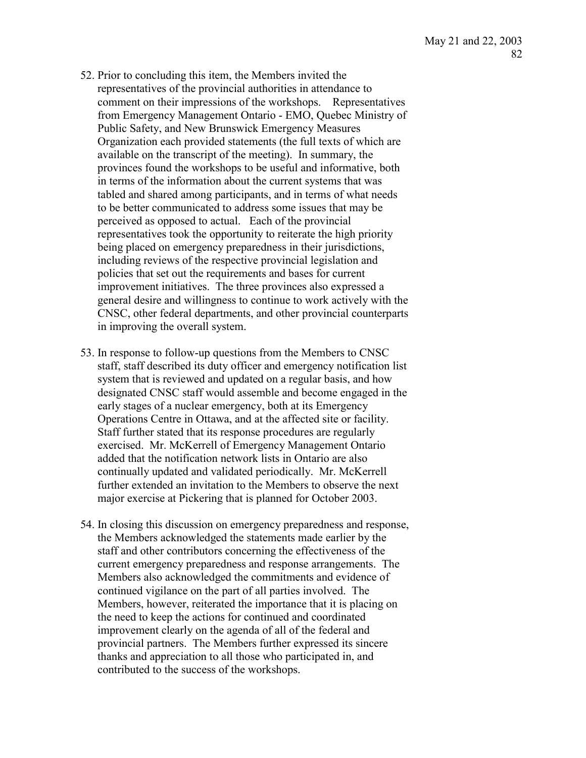52. Prior to concluding this item, the Members invited the representatives of the provincial authorities in attendance to comment on their impressions of the workshops. Representatives from Emergency Management Ontario - EMO, Quebec Ministry of Public Safety, and New Brunswick Emergency Measures Organization each provided statements (the full texts of which are available on the transcript of the meeting). In summary, the provinces found the workshops to be useful and informative, both in terms of the information about the current systems that was tabled and shared among participants, and in terms of what needs to be better communicated to address some issues that may be perceived as opposed to actual. Each of the provincial representatives took the opportunity to reiterate the high priority being placed on emergency preparedness in their jurisdictions, including reviews of the respective provincial legislation and policies that set out the requirements and bases for current improvement initiatives. The three provinces also expressed a general desire and willingness to continue to work actively with the CNSC, other federal departments, and other provincial counterparts in improving the overall system.

53. In response to follow-up questions from the Members to CNSC staff, staff described its duty officer and emergency notification list system that is reviewed and updated on a regular basis, and how designated CNSC staff would assemble and become engaged in the early stages of a nuclear emergency, both at its Emergency Operations Centre in Ottawa, and at the affected site or facility. Staff further stated that its response procedures are regularly exercised. Mr. McKerrell of Emergency Management Ontario added that the notification network lists in Ontario are also continually updated and validated periodically. Mr. McKerrell further extended an invitation to the Members to observe the next major exercise at Pickering that is planned for October 2003.

54. In closing this discussion on emergency preparedness and response, the Members acknowledged the statements made earlier by the staff and other contributors concerning the effectiveness of the current emergency preparedness and response arrangements. The Members also acknowledged the commitments and evidence of continued vigilance on the part of all parties involved. The Members, however, reiterated the importance that it is placing on the need to keep the actions for continued and coordinated improvement clearly on the agenda of all of the federal and provincial partners. The Members further expressed its sincere thanks and appreciation to all those who participated in, and contributed to the success of the workshops.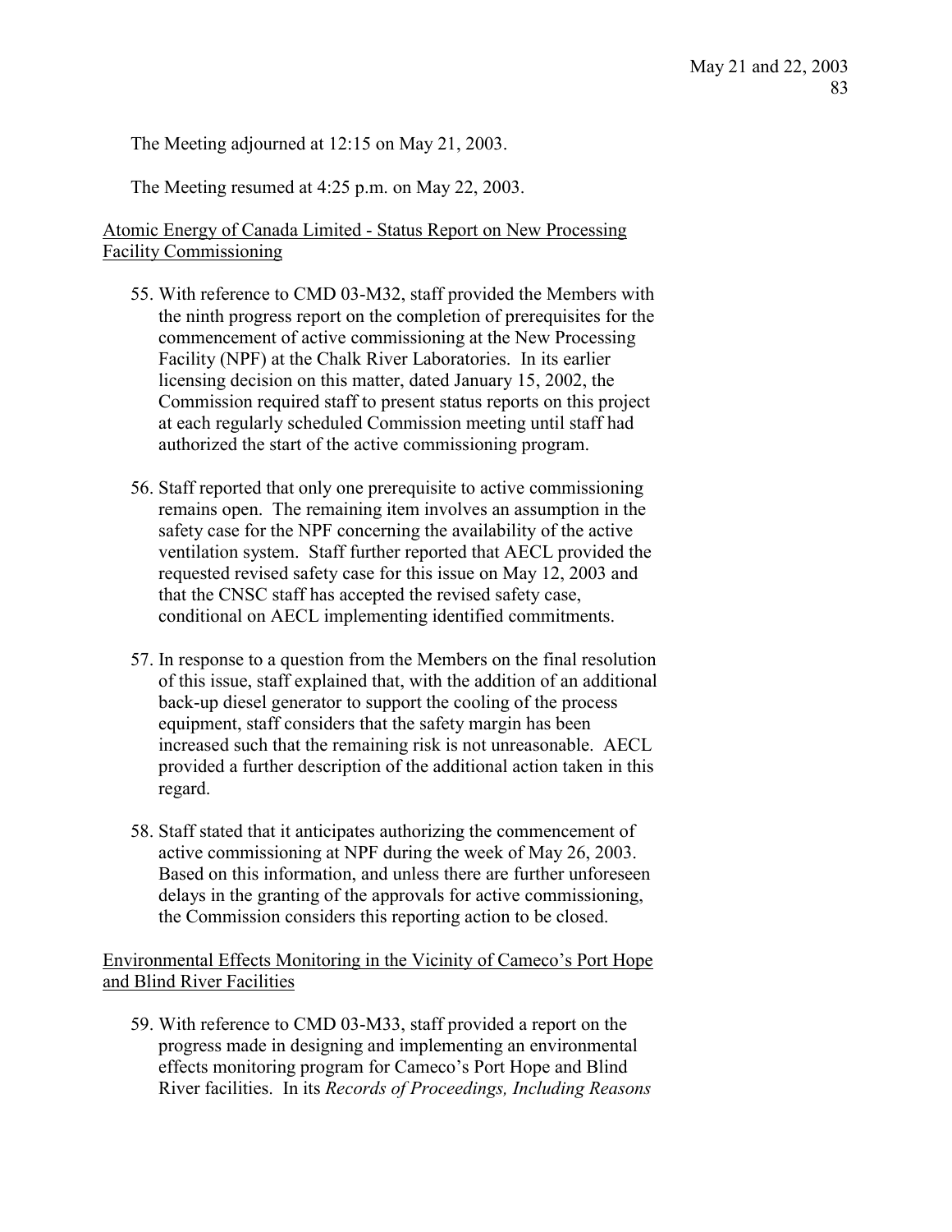The Meeting adjourned at 12:15 on May 21, 2003.

The Meeting resumed at 4:25 p.m. on May 22, 2003.

## Atomic Energy of Canada Limited - Status Report on New Processing Facility Commissioning

55. With reference to CMD 03-M32, staff provided the Members with the ninth progress report on the completion of prerequisites for the commencement of active commissioning at the New Processing Facility (NPF) at the Chalk River Laboratories. In its earlier licensing decision on this matter, dated January 15, 2002, the Commission required staff to present status reports on this project at each regularly scheduled Commission meeting until staff had authorized the start of the active commissioning program.

56. Staff reported that only one prerequisite to active commissioning remains open. The remaining item involves an assumption in the safety case for the NPF concerning the availability of the active ventilation system. Staff further reported that AECL provided the requested revised safety case for this issue on May 12, 2003 and that the CNSC staff has accepted the revised safety case, conditional on AECL implementing identified commitments.

57. In response to a question from the Members on the final resolution of this issue, staff explained that, with the addition of an additional back-up diesel generator to support the cooling of the process equipment, staff considers that the safety margin has been increased such that the remaining risk is not unreasonable. AECL provided a further description of the additional action taken in this regard.

58. Staff stated that it anticipates authorizing the commencement of active commissioning at NPF during the week of May 26, 2003. Based on this information, and unless there are further unforeseen delays in the granting of the approvals for active commissioning, the Commission considers this reporting action to be closed.

## Environmental Effects Monitoring in the Vicinity of Cameco's Port Hope and Blind River Facilities

59. With reference to CMD 03-M33, staff provided a report on the progress made in designing and implementing an environmental effects monitoring program for Cameco's Port Hope and Blind River facilities. In its *Records of Proceedings, Including Reasons*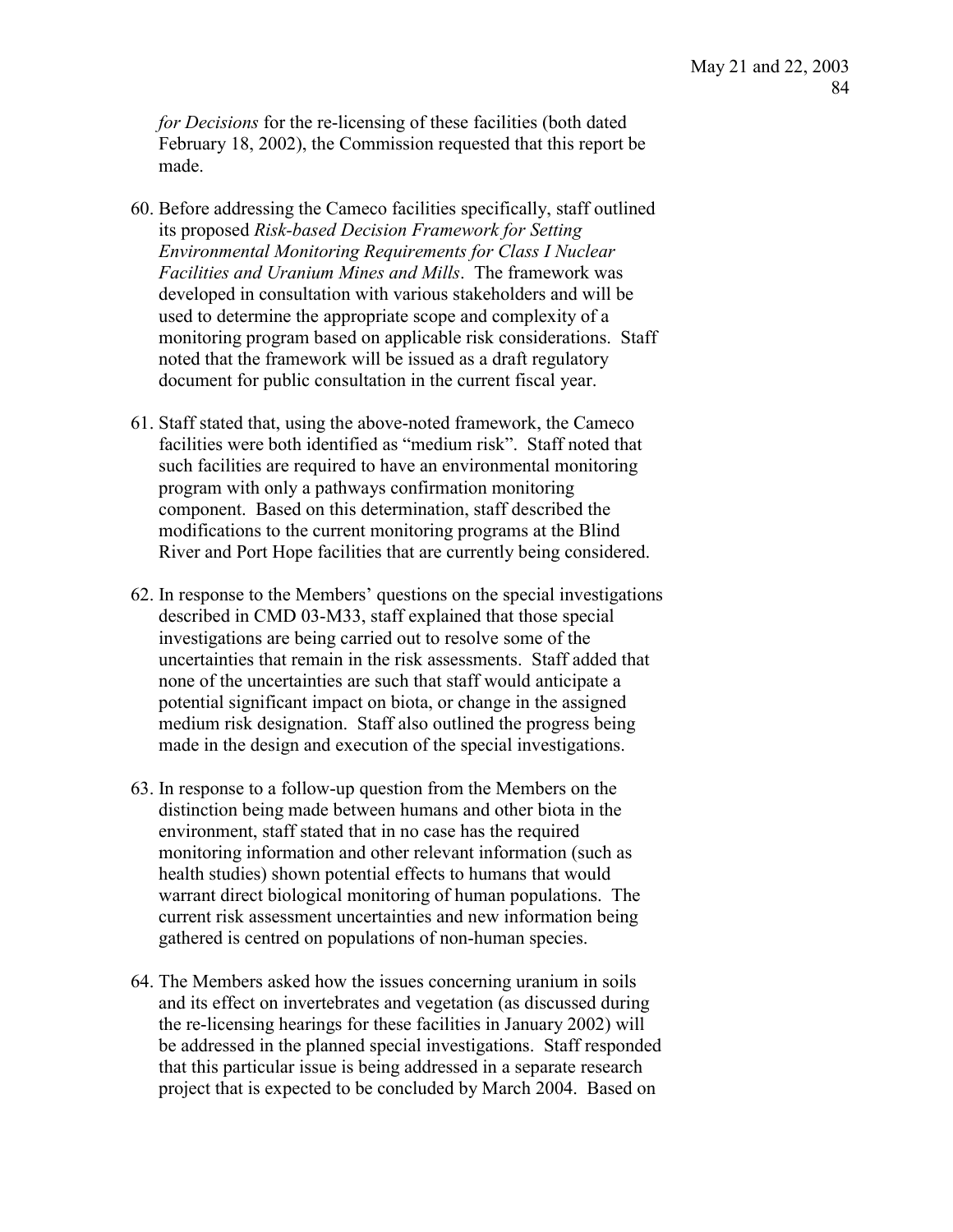*for Decisions* for the re-licensing of these facilities (both dated February 18, 2002), the Commission requested that this report be made.

60. Before addressing the Cameco facilities specifically, staff outlined its proposed *Risk-based Decision Framework for Setting Environmental Monitoring Requirements for Class I Nuclear Facilities and Uranium Mines and Mills*. The framework was developed in consultation with various stakeholders and will be used to determine the appropriate scope and complexity of a monitoring program based on applicable risk considerations. Staff noted that the framework will be issued as a draft regulatory document for public consultation in the current fiscal year.

61. Staff stated that, using the above-noted framework, the Cameco facilities were both identified as "medium risk". Staff noted that such facilities are required to have an environmental monitoring program with only a pathways confirmation monitoring component. Based on this determination, staff described the modifications to the current monitoring programs at the Blind River and Port Hope facilities that are currently being considered.

62. In response to the Members' questions on the special investigations described in CMD 03-M33, staff explained that those special investigations are being carried out to resolve some of the uncertainties that remain in the risk assessments. Staff added that none of the uncertainties are such that staff would anticipate a potential significant impact on biota, or change in the assigned medium risk designation. Staff also outlined the progress being made in the design and execution of the special investigations.

63. In response to a follow-up question from the Members on the distinction being made between humans and other biota in the environment, staff stated that in no case has the required monitoring information and other relevant information (such as health studies) shown potential effects to humans that would warrant direct biological monitoring of human populations. The current risk assessment uncertainties and new information being gathered is centred on populations of non-human species.

64. The Members asked how the issues concerning uranium in soils and its effect on invertebrates and vegetation (as discussed during the re-licensing hearings for these facilities in January 2002) will be addressed in the planned special investigations. Staff responded that this particular issue is being addressed in a separate research project that is expected to be concluded by March 2004. Based on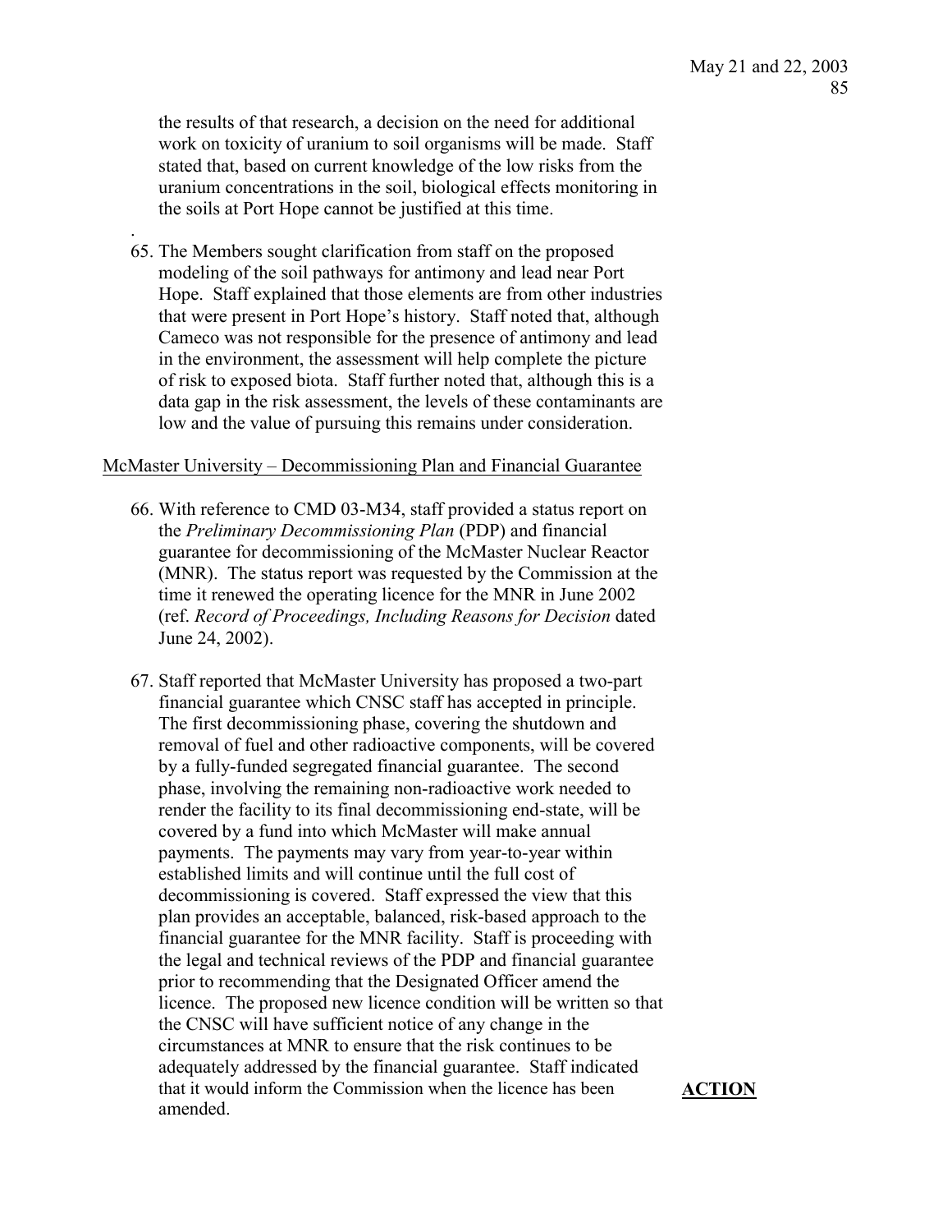the results of that research, a decision on the need for additional work on toxicity of uranium to soil organisms will be made. Staff stated that, based on current knowledge of the low risks from the uranium concentrations in the soil, biological effects monitoring in the soils at Port Hope cannot be justified at this time.

65. The Members sought clarification from staff on the proposed modeling of the soil pathways for antimony and lead near Port Hope. Staff explained that those elements are from other industries that were present in Port Hope's history. Staff noted that, although Cameco was not responsible for the presence of antimony and lead in the environment, the assessment will help complete the picture of risk to exposed biota. Staff further noted that, although this is a data gap in the risk assessment, the levels of these contaminants are low and the value of pursuing this remains under consideration.

McMaster University – Decommissioning Plan and Financial Guarantee

66. With reference to CMD 03-M34, staff provided a status report on the *Preliminary Decommissioning Plan* (PDP) and financial guarantee for decommissioning of the McMaster Nuclear Reactor (MNR). The status report was requested by the Commission at the time it renewed the operating licence for the MNR in June 2002 (ref. *Record of Proceedings, Including Reasons for Decision* dated June 24, 2002).

67. Staff reported that McMaster University has proposed a two-part financial guarantee which CNSC staff has accepted in principle. The first decommissioning phase, covering the shutdown and removal of fuel and other radioactive components, will be covered by a fully-funded segregated financial guarantee. The second phase, involving the remaining non-radioactive work needed to render the facility to its final decommissioning end-state, will be covered by a fund into which McMaster will make annual payments. The payments may vary from year-to-year within established limits and will continue until the full cost of decommissioning is covered. Staff expressed the view that this plan provides an acceptable, balanced, risk-based approach to the financial guarantee for the MNR facility. Staff is proceeding with the legal and technical reviews of the PDP and financial guarantee prior to recommending that the Designated Officer amend the licence. The proposed new licence condition will be written so that the CNSC will have sufficient notice of any change in the circumstances at MNR to ensure that the risk continues to be adequately addressed by the financial guarantee. Staff indicated that it would inform the Commission when the licence has been amended. **ACTION**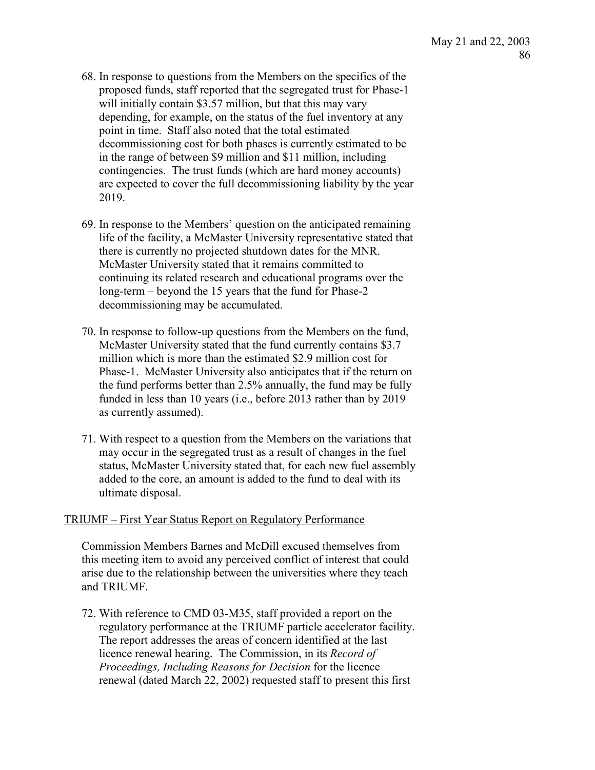68. In response to questions from the Members on the specifics of the proposed funds, staff reported that the segregated trust for Phase-1 will initially contain \$3.57 million, but that this may vary depending, for example, on the status of the fuel inventory at any point in time. Staff also noted that the total estimated decommissioning cost for both phases is currently estimated to be in the range of between \$9 million and \$11 million, including contingencies. The trust funds (which are hard money accounts) are expected to cover the full decommissioning liability by the year 2019.

69. In response to the Members' question on the anticipated remaining life of the facility, a McMaster University representative stated that there is currently no projected shutdown dates for the MNR. McMaster University stated that it remains committed to continuing its related research and educational programs over the long-term – beyond the 15 years that the fund for Phase-2 decommissioning may be accumulated.

70. In response to follow-up questions from the Members on the fund, McMaster University stated that the fund currently contains \$3.7 million which is more than the estimated \$2.9 million cost for Phase-1. McMaster University also anticipates that if the return on the fund performs better than 2.5% annually, the fund may be fully funded in less than 10 years (i.e., before 2013 rather than by 2019 as currently assumed).

71. With respect to a question from the Members on the variations that may occur in the segregated trust as a result of changes in the fuel status, McMaster University stated that, for each new fuel assembly added to the core, an amount is added to the fund to deal with its ultimate disposal.

## TRIUMF – First Year Status Report on Regulatory Performance

Commission Members Barnes and McDill excused themselves from this meeting item to avoid any perceived conflict of interest that could arise due to the relationship between the universities where they teach and TRIUMF.

72. With reference to CMD 03-M35, staff provided a report on the regulatory performance at the TRIUMF particle accelerator facility. The report addresses the areas of concern identified at the last licence renewal hearing. The Commission, in its *Record of Proceedings, Including Reasons for Decision* for the licence renewal (dated March 22, 2002) requested staff to present this first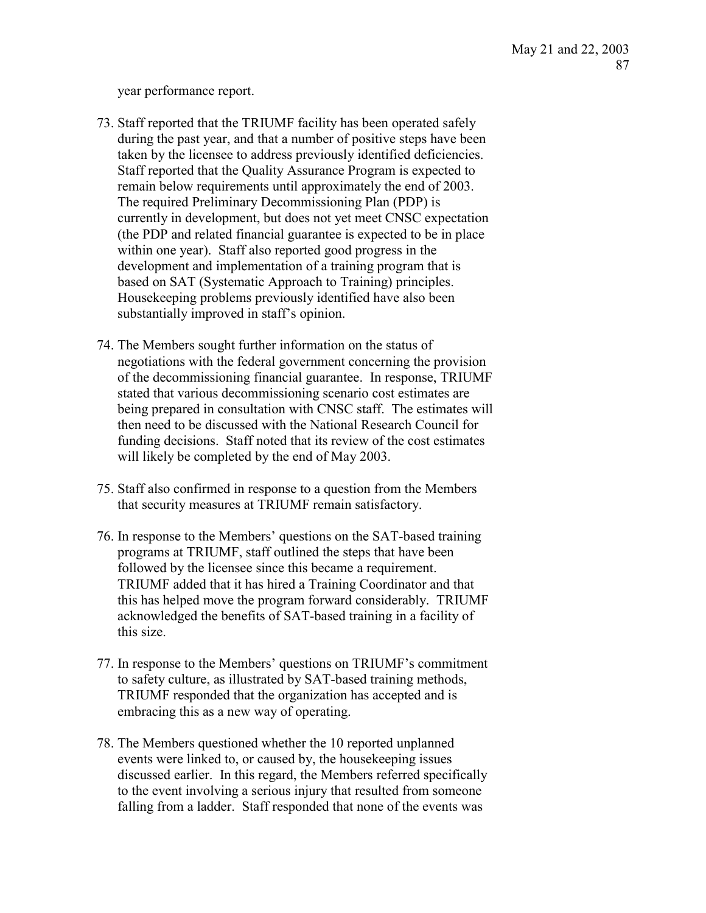year performance report.

73. Staff reported that the TRIUMF facility has been operated safely during the past year, and that a number of positive steps have been taken by the licensee to address previously identified deficiencies. Staff reported that the Quality Assurance Program is expected to remain below requirements until approximately the end of 2003. The required Preliminary Decommissioning Plan (PDP) is currently in development, but does not yet meet CNSC expectation (the PDP and related financial guarantee is expected to be in place within one year). Staff also reported good progress in the development and implementation of a training program that is based on SAT (Systematic Approach to Training) principles. Housekeeping problems previously identified have also been substantially improved in staff's opinion.

74. The Members sought further information on the status of negotiations with the federal government concerning the provision of the decommissioning financial guarantee. In response, TRIUMF stated that various decommissioning scenario cost estimates are being prepared in consultation with CNSC staff. The estimates will then need to be discussed with the National Research Council for funding decisions. Staff noted that its review of the cost estimates will likely be completed by the end of May 2003.

75. Staff also confirmed in response to a question from the Members that security measures at TRIUMF remain satisfactory.

76. In response to the Members' questions on the SAT-based training programs at TRIUMF, staff outlined the steps that have been followed by the licensee since this became a requirement. TRIUMF added that it has hired a Training Coordinator and that this has helped move the program forward considerably. TRIUMF acknowledged the benefits of SAT-based training in a facility of this size.

77. In response to the Members' questions on TRIUMF's commitment to safety culture, as illustrated by SAT-based training methods, TRIUMF responded that the organization has accepted and is embracing this as a new way of operating.

78. The Members questioned whether the 10 reported unplanned events were linked to, or caused by, the housekeeping issues discussed earlier. In this regard, the Members referred specifically to the event involving a serious injury that resulted from someone falling from a ladder. Staff responded that none of the events was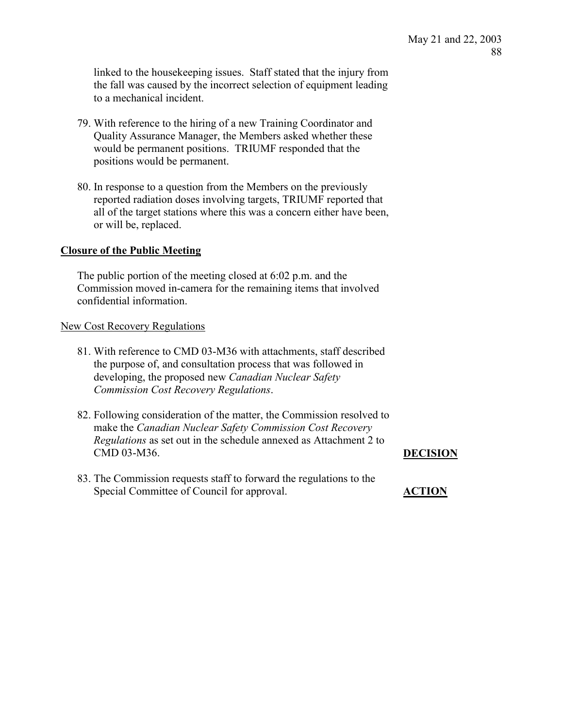linked to the housekeeping issues. Staff stated that the injury from the fall was caused by the incorrect selection of equipment leading to a mechanical incident.

79. With reference to the hiring of a new Training Coordinator and Quality Assurance Manager, the Members asked whether these would be permanent positions. TRIUMF responded that the positions would be permanent.

80. In response to a question from the Members on the previously reported radiation doses involving targets, TRIUMF reported that all of the target stations where this was a concern either have been, or will be, replaced.

**Closure of the Public Meeting**

The public portion of the meeting closed at 6:02 p.m. and the Commission moved in-camera for the remaining items that involved confidential information.

New Cost Recovery Regulations

81. With reference to CMD 03-M36 with attachments, staff described the purpose of, and consultation process that was followed in developing, the proposed new *Canadian Nuclear Safety Commission Cost Recovery Regulations*.

82. Following consideration of the matter, the Commission resolved to make the *Canadian Nuclear Safety Commission Cost Recovery Regulations* as set out in the schedule annexed as Attachment 2 to CMD 03-M36. **DECISION**

83. The Commission requests staff to forward the regulations to the Special Committee of Council for approval. **ACTION**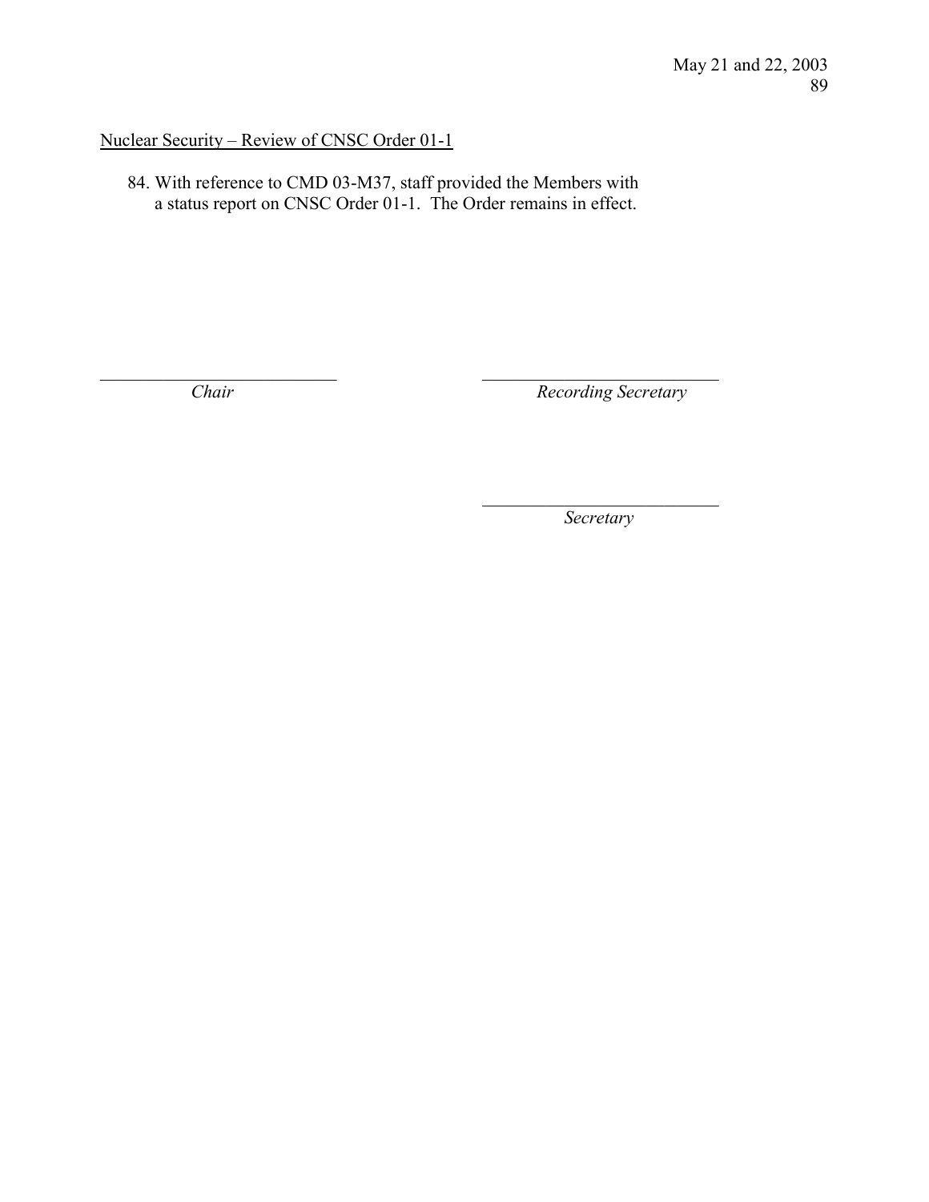<u>Nuclear Security – Review of CNSC Order 01-1</u>

84. With reference to CMD 03-M37, staff provided the Members with a status report on CNSC Order 01-1. The Order remains in effect.

\_\_\_\_\_\_\_\_\_\_\_\_\_\_\_\_\_\_\_\_\_\_\_\_\_\_\_\_
*Chair*

\_\_\_\_\_\_\_\_\_\_\_\_\_\_\_\_\_\_\_\_\_\_\_\_\_\_\_\_
*Recording Secretary*

\_\_\_\_\_\_\_\_\_\_\_\_\_\_\_\_\_\_\_\_\_\_\_\_\_\_\_\_
*Secretary*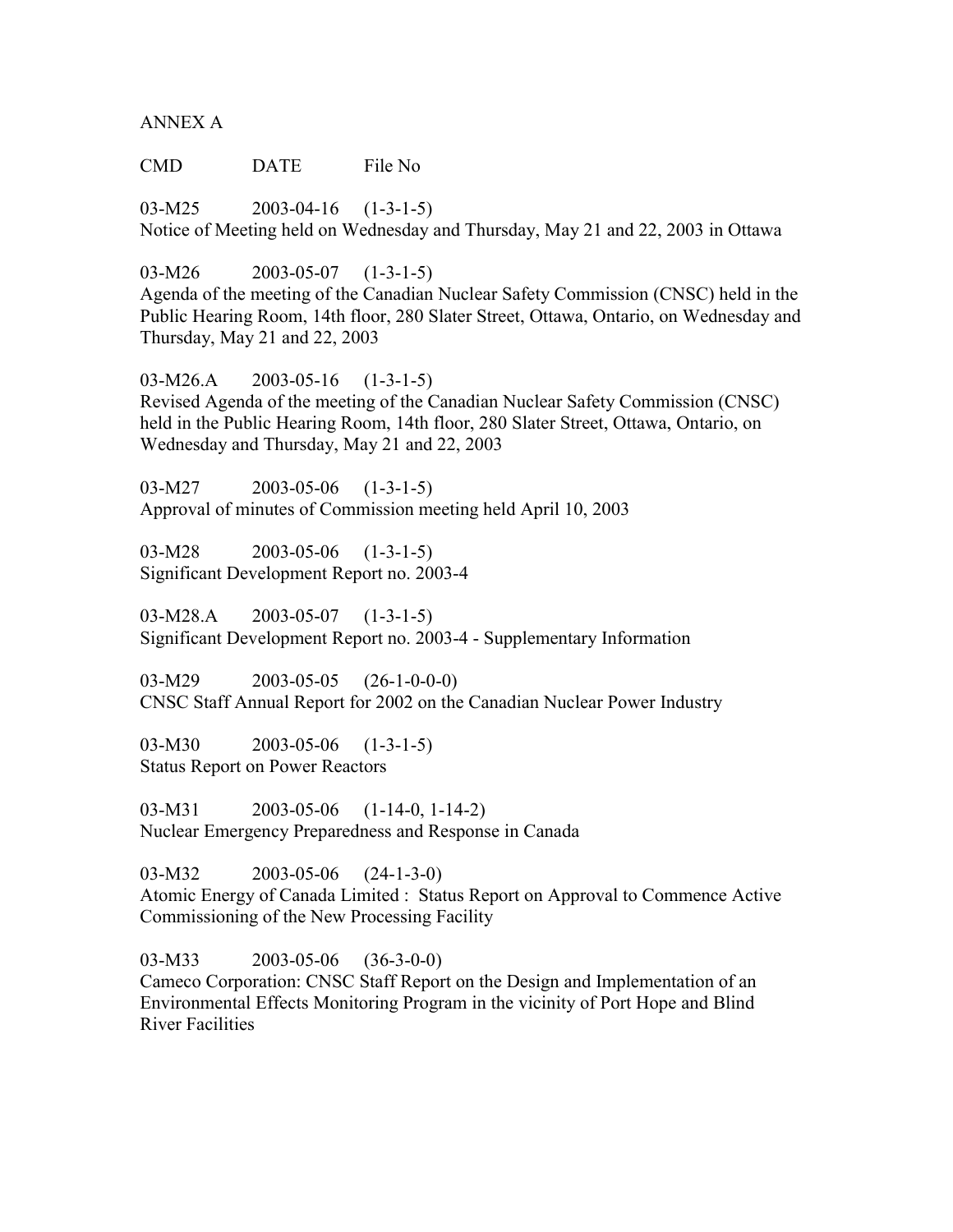ANNEX A

CMD DATE File No

03-M25 2003-04-16 (1-3-1-5)
Notice of Meeting held on Wednesday and Thursday, May 21 and 22, 2003 in Ottawa

03-M26 2003-05-07 (1-3-1-5)
Agenda of the meeting of the Canadian Nuclear Safety Commission (CNSC) held in the Public Hearing Room, 14th floor, 280 Slater Street, Ottawa, Ontario, on Wednesday and Thursday, May 21 and 22, 2003

03-M26.A 2003-05-16 (1-3-1-5)
Revised Agenda of the meeting of the Canadian Nuclear Safety Commission (CNSC) held in the Public Hearing Room, 14th floor, 280 Slater Street, Ottawa, Ontario, on Wednesday and Thursday, May 21 and 22, 2003

03-M27 2003-05-06 (1-3-1-5)
Approval of minutes of Commission meeting held April 10, 2003

03-M28 2003-05-06 (1-3-1-5)
Significant Development Report no. 2003-4

03-M28.A 2003-05-07 (1-3-1-5)
Significant Development Report no. 2003-4 - Supplementary Information

03-M29 2003-05-05 (26-1-0-0-0)
CNSC Staff Annual Report for 2002 on the Canadian Nuclear Power Industry

03-M30 2003-05-06 (1-3-1-5)
Status Report on Power Reactors

03-M31 2003-05-06 (1-14-0, 1-14-2)
Nuclear Emergency Preparedness and Response in Canada

03-M32 2003-05-06 (24-1-3-0)
Atomic Energy of Canada Limited : Status Report on Approval to Commence Active Commissioning of the New Processing Facility

03-M33 2003-05-06 (36-3-0-0)
Cameco Corporation: CNSC Staff Report on the Design and Implementation of an Environmental Effects Monitoring Program in the vicinity of Port Hope and Blind River Facilities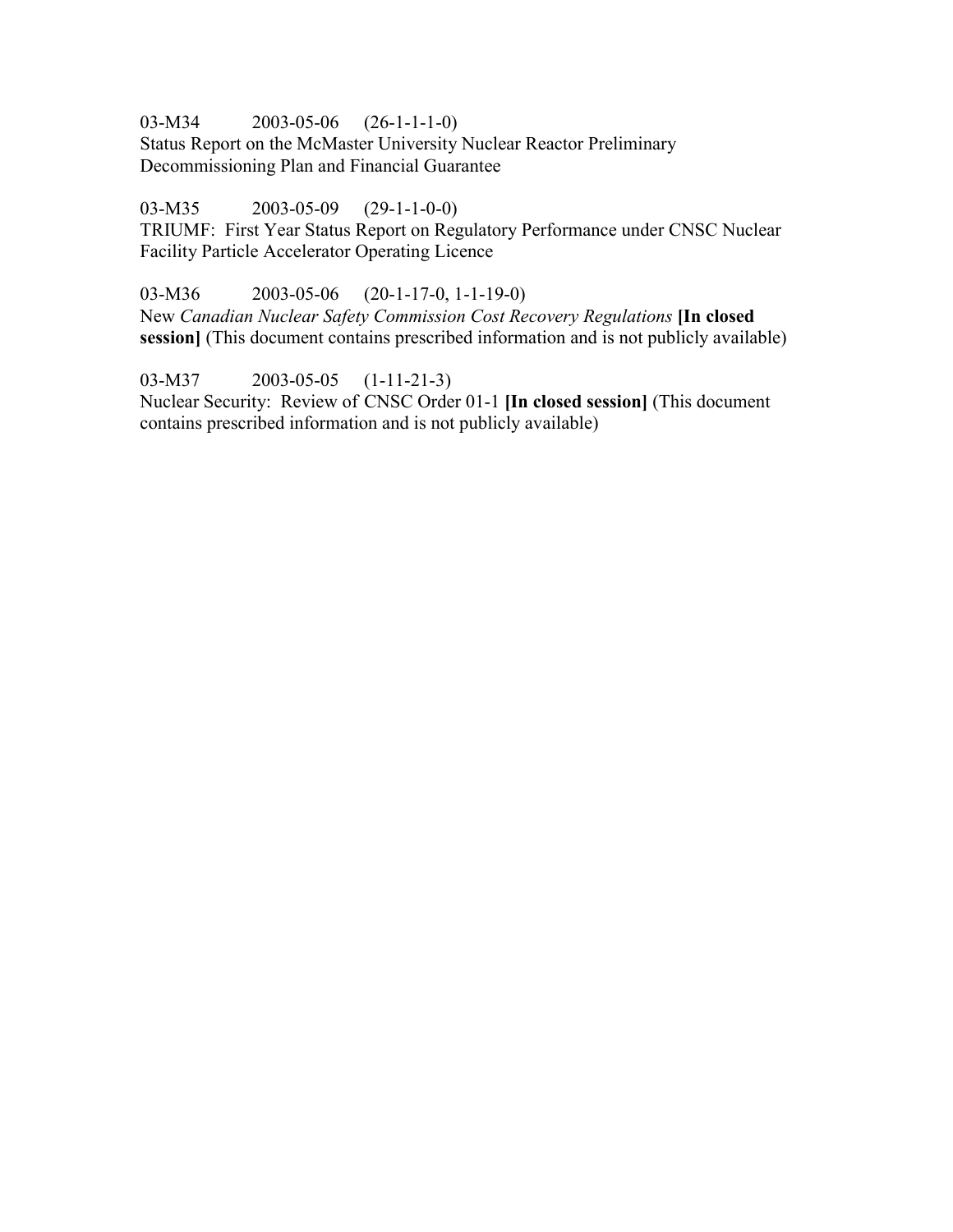03-M34 2003-05-06 (26-1-1-1-0)
Status Report on the McMaster University Nuclear Reactor Preliminary Decommissioning Plan and Financial Guarantee

03-M35 2003-05-09 (29-1-1-0-0)
TRIUMF: First Year Status Report on Regulatory Performance under CNSC Nuclear Facility Particle Accelerator Operating Licence

03-M36 2003-05-06 (20-1-17-0, 1-1-19-0)
New *Canadian Nuclear Safety Commission Cost Recovery Regulations* **[In closed session]** (This document contains prescribed information and is not publicly available)

03-M37 2003-05-05 (1-11-21-3)
Nuclear Security: Review of CNSC Order 01-1 **[In closed session]** (This document contains prescribed information and is not publicly available)